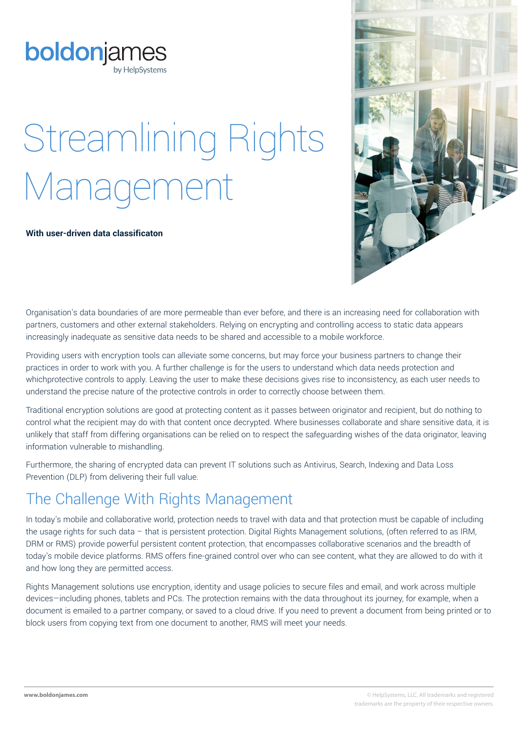boldonjames
by HelpSystems

# Streamlining Rights Management

**With user-driven data classificaton**

Organisation's data boundaries of are more permeable than ever before, and there is an increasing need for collaboration with partners, customers and other external stakeholders. Relying on encrypting and controlling access to static data appears increasingly inadequate as sensitive data needs to be shared and accessible to a mobile workforce.

Providing users with encryption tools can alleviate some concerns, but may force your business partners to change their practices in order to work with you. A further challenge is for the users to understand which data needs protection and whichprotective controls to apply. Leaving the user to make these decisions gives rise to inconsistency, as each user needs to understand the precise nature of the protective controls in order to correctly choose between them.

Traditional encryption solutions are good at protecting content as it passes between originator and recipient, but do nothing to control what the recipient may do with that content once decrypted. Where businesses collaborate and share sensitive data, it is unlikely that staff from differing organisations can be relied on to respect the safeguarding wishes of the data originator, leaving information vulnerable to mishandling.

Furthermore, the sharing of encrypted data can prevent IT solutions such as Antivirus, Search, Indexing and Data Loss Prevention (DLP) from delivering their full value.

## The Challenge With Rights Management

In today's mobile and collaborative world, protection needs to travel with data and that protection must be capable of including the usage rights for such data – that is persistent protection. Digital Rights Management solutions, (often referred to as IRM, DRM or RMS) provide powerful persistent content protection, that encompasses collaborative scenarios and the breadth of today's mobile device platforms. RMS offers fine-grained control over who can see content, what they are allowed to do with it and how long they are permitted access.

Rights Management solutions use encryption, identity and usage policies to secure files and email, and work across multiple devices—including phones, tablets and PCs. The protection remains with the data throughout its journey, for example, when a document is emailed to a partner company, or saved to a cloud drive. If you need to prevent a document from being printed or to block users from copying text from one document to another, RMS will meet your needs.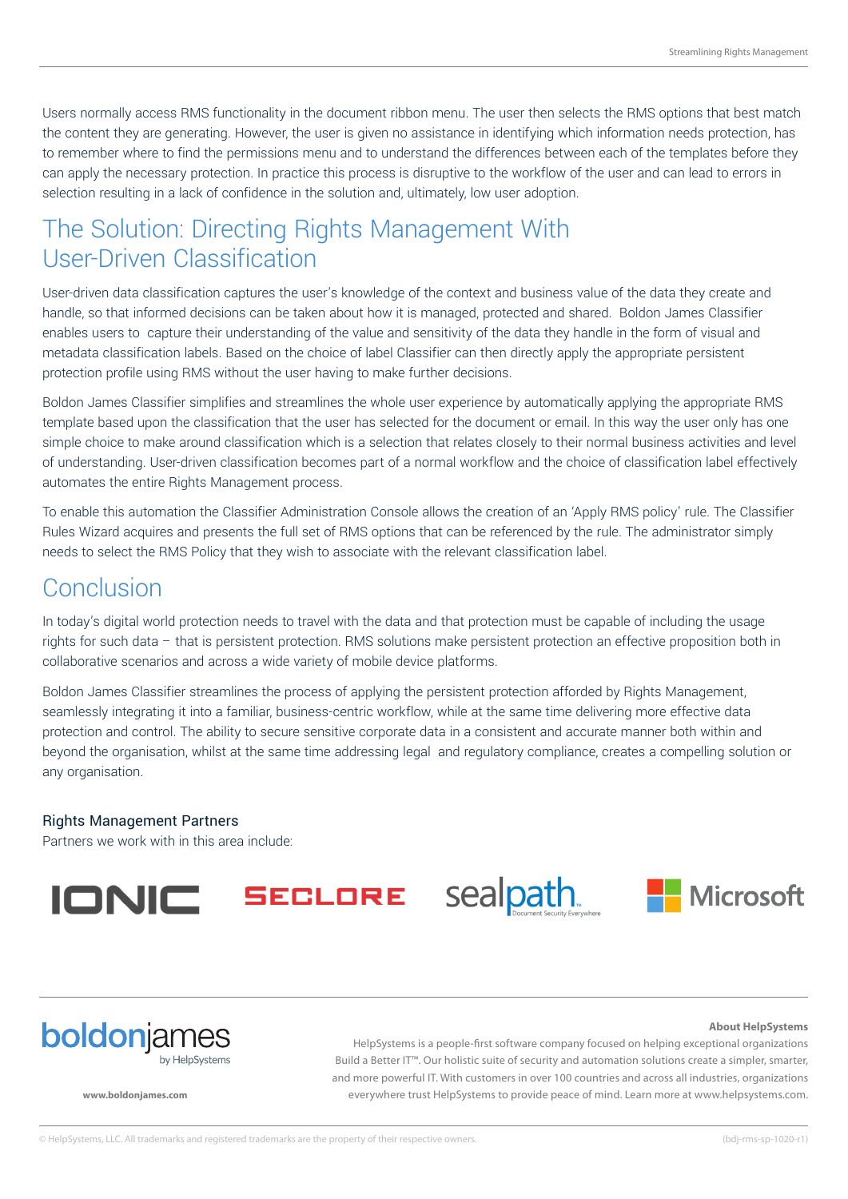Users normally access RMS functionality in the document ribbon menu. The user then selects the RMS options that best match the content they are generating. However, the user is given no assistance in identifying which information needs protection, has to remember where to find the permissions menu and to understand the differences between each of the templates before they can apply the necessary protection. In practice this process is disruptive to the workflow of the user and can lead to errors in selection resulting in a lack of confidence in the solution and, ultimately, low user adoption.

## The Solution: Directing Rights Management With User-Driven Classification

User-driven data classification captures the user's knowledge of the context and business value of the data they create and handle, so that informed decisions can be taken about how it is managed, protected and shared. Boldon James Classifier enables users to capture their understanding of the value and sensitivity of the data they handle in the form of visual and metadata classification labels. Based on the choice of label Classifier can then directly apply the appropriate persistent protection profile using RMS without the user having to make further decisions.

Boldon James Classifier simplifies and streamlines the whole user experience by automatically applying the appropriate RMS template based upon the classification that the user has selected for the document or email. In this way the user only has one simple choice to make around classification which is a selection that relates closely to their normal business activities and level of understanding. User-driven classification becomes part of a normal workflow and the choice of classification label effectively automates the entire Rights Management process.

To enable this automation the Classifier Administration Console allows the creation of an 'Apply RMS policy' rule. The Classifier Rules Wizard acquires and presents the full set of RMS options that can be referenced by the rule. The administrator simply needs to select the RMS Policy that they wish to associate with the relevant classification label.

## Conclusion

In today's digital world protection needs to travel with the data and that protection must be capable of including the usage rights for such data – that is persistent protection. RMS solutions make persistent protection an effective proposition both in collaborative scenarios and across a wide variety of mobile device platforms.

Boldon James Classifier streamlines the process of applying the persistent protection afforded by Rights Management, seamlessly integrating it into a familiar, business-centric workflow, while at the same time delivering more effective data protection and control. The ability to secure sensitive corporate data in a consistent and accurate manner both within and beyond the organisation, whilst at the same time addressing legal and regulatory compliance, creates a compelling solution or any organisation.

### Rights Management Partners

Partners we work with in this area include:

IONIC SECLORE sealpath Document Security Everywhere Microsoft

boldonjames by HelpSystems

www.boldonjames.com

**About HelpSystems**

HelpSystems is a people-first software company focused on helping exceptional organizations Build a Better IT™. Our holistic suite of security and automation solutions create a simpler, smarter, and more powerful IT. With customers in over 100 countries and across all industries, organizations everywhere trust HelpSystems to provide peace of mind. Learn more at www.helpsystems.com.

© HelpSystems, LLC. All trademarks and registered trademarks are the property of their respective owners. (bdj-rms-sp-1020-r1)